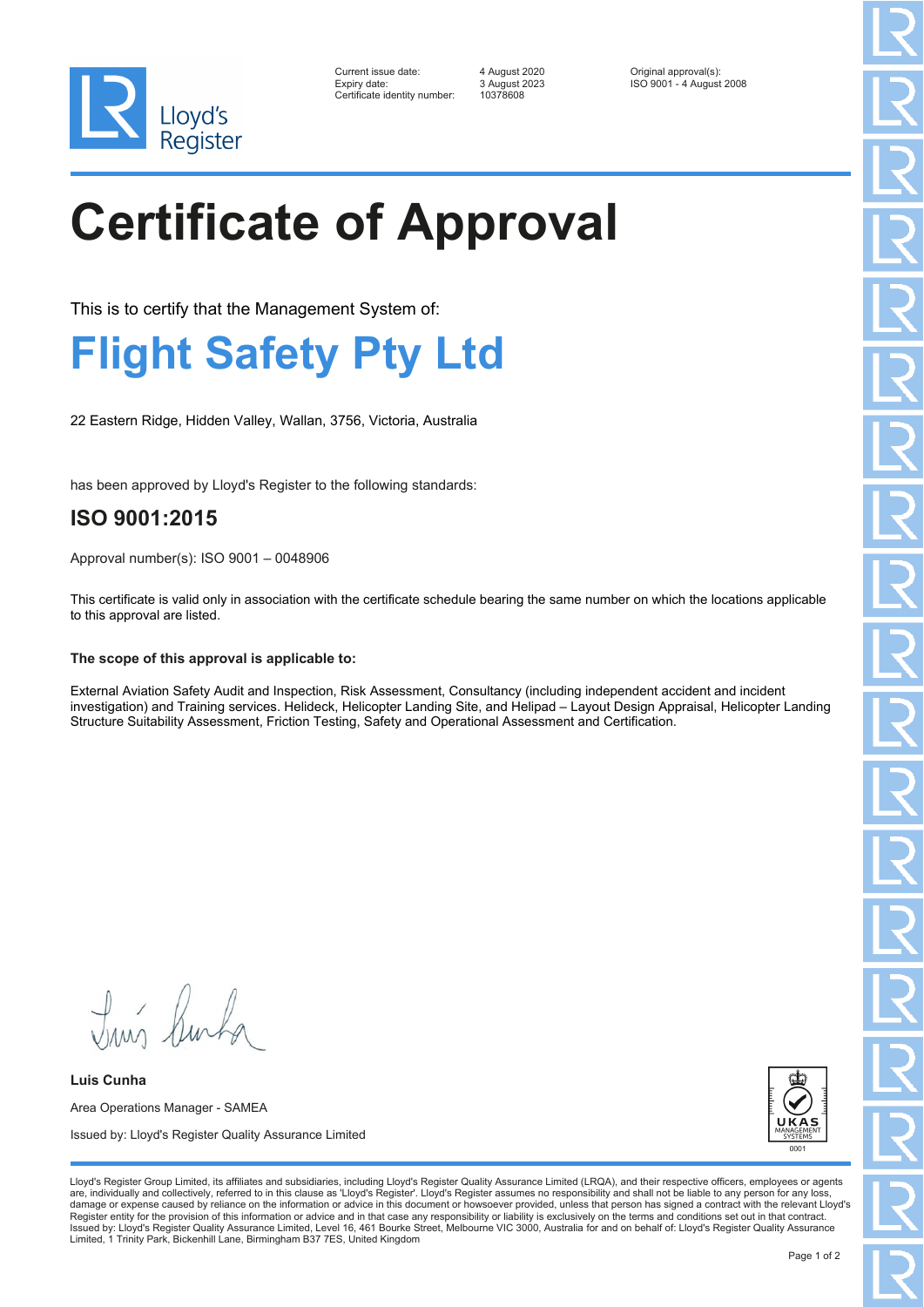Lloyd's Register

Current issue date: 4 August 2020
Expiry date: 3 August 2023
Certificate identity number: 10378608

Original approval(s):
ISO 9001 - 4 August 2008

# Certificate of Approval

This is to certify that the Management System of:

## Flight Safety Pty Ltd

22 Eastern Ridge, Hidden Valley, Wallan, 3756, Victoria, Australia

has been approved by Lloyd's Register to the following standards:

### ISO 9001:2015

Approval number(s): ISO 9001 – 0048906

This certificate is valid only in association with the certificate schedule bearing the same number on which the locations applicable to this approval are listed.

**The scope of this approval is applicable to:**

External Aviation Safety Audit and Inspection, Risk Assessment, Consultancy (including independent accident and incident investigation) and Training services. Helideck, Helicopter Landing Site, and Helipad – Layout Design Appraisal, Helicopter Landing Structure Suitability Assessment, Friction Testing, Safety and Operational Assessment and Certification.

**Luis Cunha**

Area Operations Manager - SAMEA

Issued by: Lloyd's Register Quality Assurance Limited

UKAS MANAGEMENT SYSTEMS 0001

Lloyd's Register Group Limited, its affiliates and subsidiaries, including Lloyd's Register Quality Assurance Limited (LRQA), and their respective officers, employees or agents are, individually and collectively, referred to in this clause as 'Lloyd's Register'. Lloyd's Register assumes no responsibility and shall not be liable to any person for any loss, damage or expense caused by reliance on the information or advice in this document or howsoever provided, unless that person has signed a contract with the relevant Lloyd's Register entity for the provision of this information or advice and in that case any responsibility or liability is exclusively on the terms and conditions set out in that contract.
Issued by: Lloyd's Register Quality Assurance Limited, Level 16, 461 Bourke Street, Melbourne VIC 3000, Australia for and on behalf of: Lloyd's Register Quality Assurance Limited, 1 Trinity Park, Bickenhill Lane, Birmingham B37 7ES, United Kingdom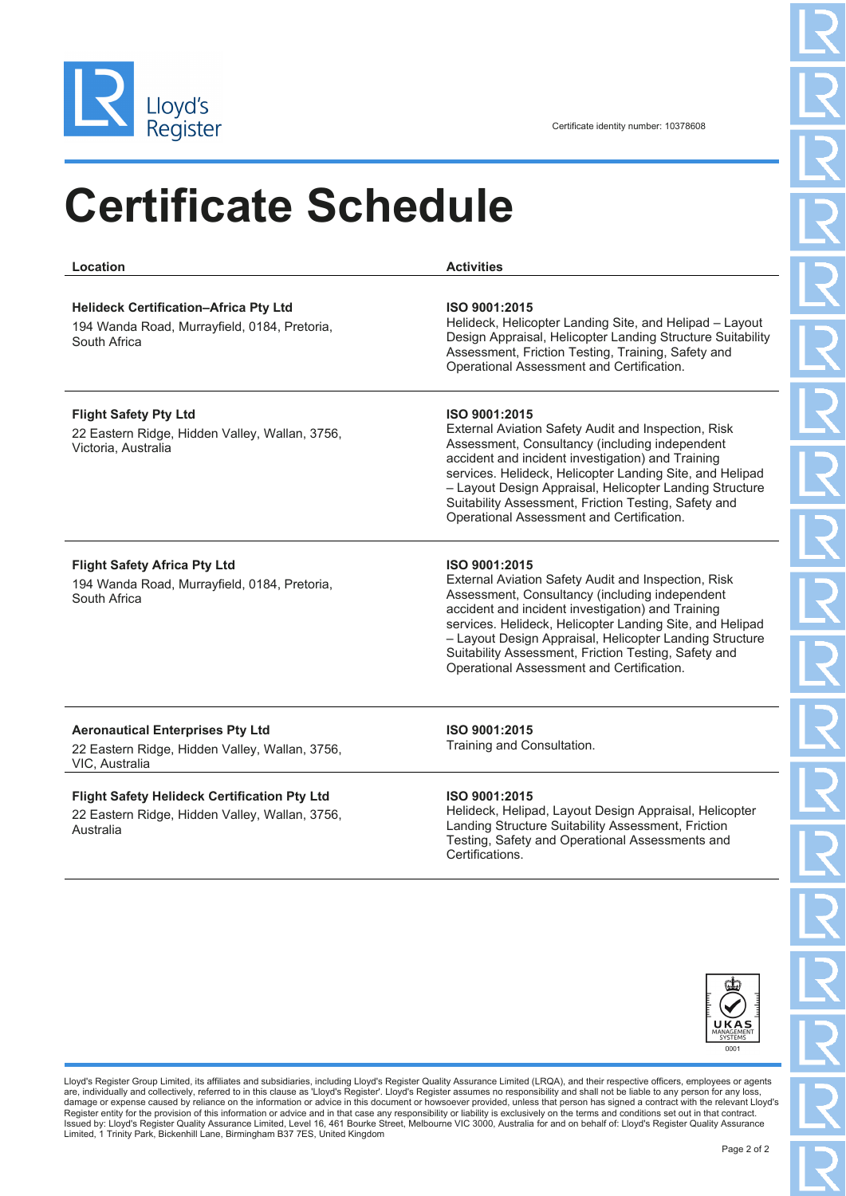Lloyd's Register

Certificate identity number: 10378608

# Certificate Schedule

| Location | Activities |
|---|---|
| **Helideck Certification–Africa Pty Ltd**<br>194 Wanda Road, Murrayfield, 0184, Pretoria, South Africa | **ISO 9001:2015**<br>Helideck, Helicopter Landing Site, and Helipad – Layout Design Appraisal, Helicopter Landing Structure Suitability Assessment, Friction Testing, Training, Safety and Operational Assessment and Certification. |
| **Flight Safety Pty Ltd**<br>22 Eastern Ridge, Hidden Valley, Wallan, 3756, Victoria, Australia | **ISO 9001:2015**<br>External Aviation Safety Audit and Inspection, Risk Assessment, Consultancy (including independent accident and incident investigation) and Training services. Helideck, Helicopter Landing Site, and Helipad – Layout Design Appraisal, Helicopter Landing Structure Suitability Assessment, Friction Testing, Safety and Operational Assessment and Certification. |
| **Flight Safety Africa Pty Ltd**<br>194 Wanda Road, Murrayfield, 0184, Pretoria, South Africa | **ISO 9001:2015**<br>External Aviation Safety Audit and Inspection, Risk Assessment, Consultancy (including independent accident and incident investigation) and Training services. Helideck, Helicopter Landing Site, and Helipad – Layout Design Appraisal, Helicopter Landing Structure Suitability Assessment, Friction Testing, Safety and Operational Assessment and Certification. |
| **Aeronautical Enterprises Pty Ltd**<br>22 Eastern Ridge, Hidden Valley, Wallan, 3756, VIC, Australia | **ISO 9001:2015**<br>Training and Consultation. |
| **Flight Safety Helideck Certification Pty Ltd**<br>22 Eastern Ridge, Hidden Valley, Wallan, 3756, Australia | **ISO 9001:2015**<br>Helideck, Helipad, Layout Design Appraisal, Helicopter Landing Structure Suitability Assessment, Friction Testing, Safety and Operational Assessments and Certifications. |

UKAS MANAGEMENT SYSTEMS 0001

Lloyd's Register Group Limited, its affiliates and subsidiaries, including Lloyd's Register Quality Assurance Limited (LRQA), and their respective officers, employees or agents are, individually and collectively, referred to in this clause as 'Lloyd's Register'. Lloyd's Register assumes no responsibility and shall not be liable to any person for any loss, damage or expense caused by reliance on the information or advice in this document or howsoever provided, unless that person has signed a contract with the relevant Lloyd's Register entity for the provision of this information or advice and in that case any responsibility or liability is exclusively on the terms and conditions set out in that contract.
Issued by: Lloyd's Register Quality Assurance Limited, Level 16, 461 Bourke Street, Melbourne VIC 3000, Australia for and on behalf of: Lloyd's Register Quality Assurance Limited, 1 Trinity Park, Bickenhill Lane, Birmingham B37 7ES, United Kingdom